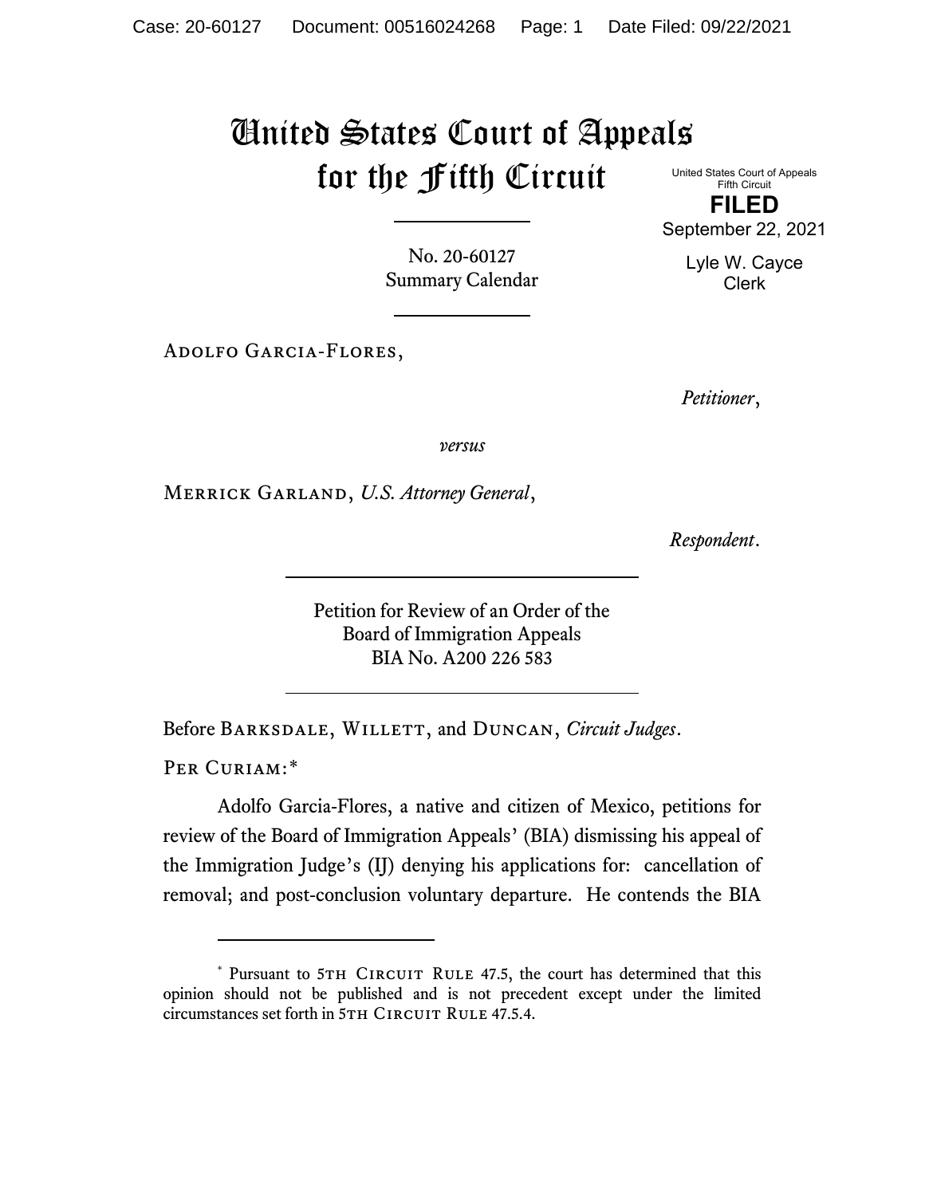# United States Court of Appeals for the Fifth Circuit

United States Court of Appeals
Fifth Circuit

**FILED**

September 22, 2021

Lyle W. Cayce
Clerk

No. 20-60127
Summary Calendar

Adolfo Garcia-Flores,

*Petitioner*,

*versus*

Merrick Garland, *U.S. Attorney General*,

*Respondent*.

Petition for Review of an Order of the
Board of Immigration Appeals
BIA No. A200 226 583

Before Barksdale, Willett, and Duncan, *Circuit Judges*.

Per Curiam:*

Adolfo Garcia-Flores, a native and citizen of Mexico, petitions for review of the Board of Immigration Appeals' (BIA) dismissing his appeal of the Immigration Judge's (IJ) denying his applications for: cancellation of removal; and post-conclusion voluntary departure. He contends the BIA

---

* Pursuant to 5th Circuit Rule 47.5, the court has determined that this opinion should not be published and is not precedent except under the limited circumstances set forth in 5th Circuit Rule 47.5.4.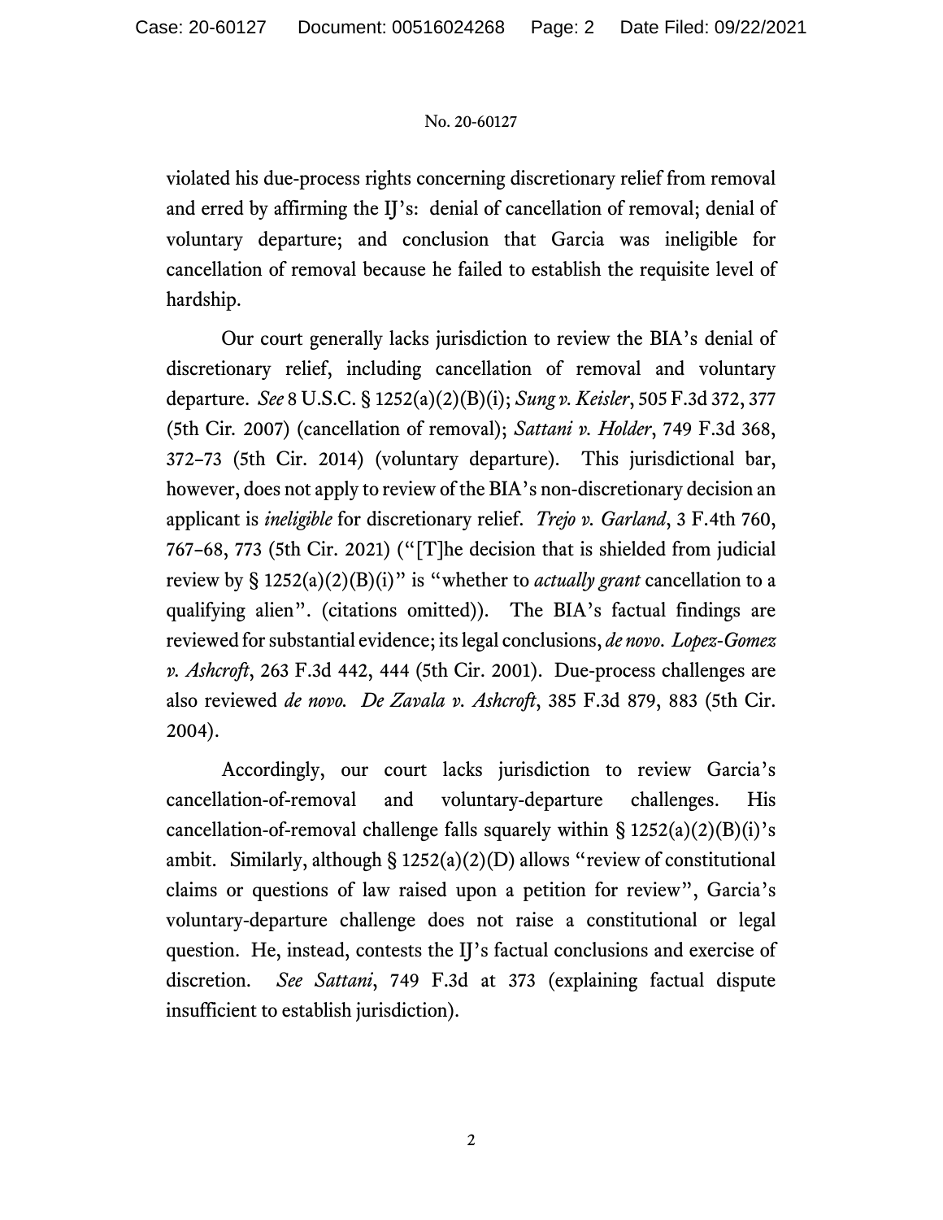violated his due-process rights concerning discretionary relief from removal and erred by affirming the IJ's: denial of cancellation of removal; denial of voluntary departure; and conclusion that Garcia was ineligible for cancellation of removal because he failed to establish the requisite level of hardship.

Our court generally lacks jurisdiction to review the BIA's denial of discretionary relief, including cancellation of removal and voluntary departure. *See* 8 U.S.C. § 1252(a)(2)(B)(i); *Sung v. Keisler*, 505 F.3d 372, 377 (5th Cir. 2007) (cancellation of removal); *Sattani v. Holder*, 749 F.3d 368, 372–73 (5th Cir. 2014) (voluntary departure). This jurisdictional bar, however, does not apply to review of the BIA's non-discretionary decision an applicant is *ineligible* for discretionary relief. *Trejo v. Garland*, 3 F.4th 760, 767–68, 773 (5th Cir. 2021) ("[T]he decision that is shielded from judicial review by § 1252(a)(2)(B)(i)" is "whether to *actually grant* cancellation to a qualifying alien". (citations omitted)). The BIA's factual findings are reviewed for substantial evidence; its legal conclusions, *de novo*. *Lopez-Gomez v. Ashcroft*, 263 F.3d 442, 444 (5th Cir. 2001). Due-process challenges are also reviewed *de novo*. *De Zavala v. Ashcroft*, 385 F.3d 879, 883 (5th Cir. 2004).

Accordingly, our court lacks jurisdiction to review Garcia's cancellation-of-removal and voluntary-departure challenges. His cancellation-of-removal challenge falls squarely within § 1252(a)(2)(B)(i)'s ambit. Similarly, although § 1252(a)(2)(D) allows "review of constitutional claims or questions of law raised upon a petition for review", Garcia's voluntary-departure challenge does not raise a constitutional or legal question. He, instead, contests the IJ's factual conclusions and exercise of discretion. *See Sattani*, 749 F.3d at 373 (explaining factual dispute insufficient to establish jurisdiction).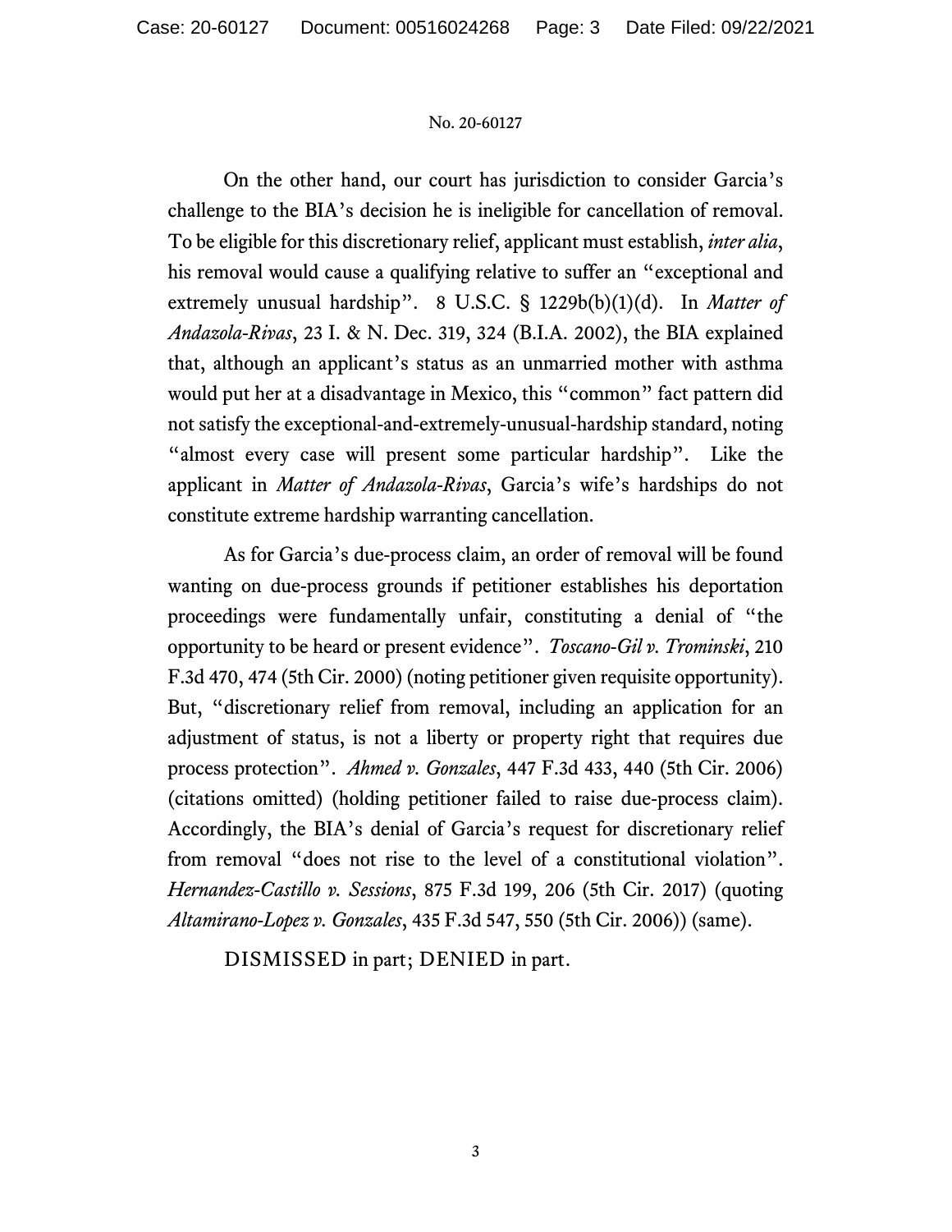On the other hand, our court has jurisdiction to consider Garcia's challenge to the BIA's decision he is ineligible for cancellation of removal. To be eligible for this discretionary relief, applicant must establish, *inter alia*, his removal would cause a qualifying relative to suffer an "exceptional and extremely unusual hardship". 8 U.S.C. § 1229b(b)(1)(d). In *Matter of Andazola-Rivas*, 23 I. & N. Dec. 319, 324 (B.I.A. 2002), the BIA explained that, although an applicant's status as an unmarried mother with asthma would put her at a disadvantage in Mexico, this "common" fact pattern did not satisfy the exceptional-and-extremely-unusual-hardship standard, noting "almost every case will present some particular hardship". Like the applicant in *Matter of Andazola-Rivas*, Garcia's wife's hardships do not constitute extreme hardship warranting cancellation.

As for Garcia's due-process claim, an order of removal will be found wanting on due-process grounds if petitioner establishes his deportation proceedings were fundamentally unfair, constituting a denial of "the opportunity to be heard or present evidence". *Toscano-Gil v. Trominski*, 210 F.3d 470, 474 (5th Cir. 2000) (noting petitioner given requisite opportunity). But, "discretionary relief from removal, including an application for an adjustment of status, is not a liberty or property right that requires due process protection". *Ahmed v. Gonzales*, 447 F.3d 433, 440 (5th Cir. 2006) (citations omitted) (holding petitioner failed to raise due-process claim). Accordingly, the BIA's denial of Garcia's request for discretionary relief from removal "does not rise to the level of a constitutional violation". *Hernandez-Castillo v. Sessions*, 875 F.3d 199, 206 (5th Cir. 2017) (quoting *Altamirano-Lopez v. Gonzales*, 435 F.3d 547, 550 (5th Cir. 2006)) (same).

DISMISSED in part; DENIED in part.